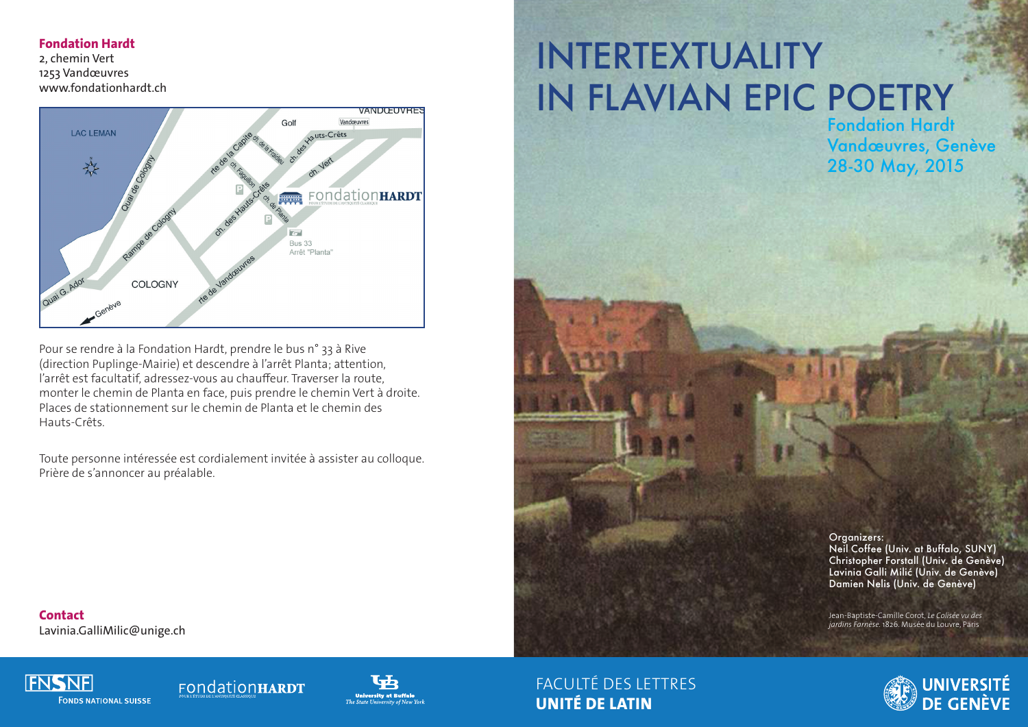# INTERTEXTUALITY IN FLAVIAN EPIC POETRY

## Fondation Hardt
## Vandœuvres, Genève
## 28-30 May, 2015

**Organizers:**
Neil Coffee (Univ. at Buffalo, SUNY)
Christopher Forstall (Univ. de Genève)
Lavinia Galli Milić (Univ. de Genève)
Damien Nelis (Univ. de Genève)

Jean-Baptiste-Camille Corot, *Le Colisée vu des jardins Farnèse.* 1826. Musée du Louvre, Paris

**Fondation Hardt**
2, chemin Vert
1253 Vandœuvres
www.fondationhardt.ch

Pour se rendre à la Fondation Hardt, prendre le bus n° 33 à Rive (direction Puplinge-Mairie) et descendre à l'arrêt Planta; attention, l'arrêt est facultatif, adressez-vous au chauffeur. Traverser la route, monter le chemin de Planta en face, puis prendre le chemin Vert à droite. Places de stationnement sur le chemin de Planta et le chemin des Hauts-Crêts.

Toute personne intéressée est cordialement invitée à assister au colloque. Prière de s'annoncer au préalable.

**Contact**
Lavinia.GalliMilic@unige.ch

FNSNF Fonds National Suisse — Fondation Hardt — University at Buffalo, The State University of New York

FACULTÉ DES LETTRES
**UNITÉ DE LATIN**

UNIVERSITÉ DE GENÈVE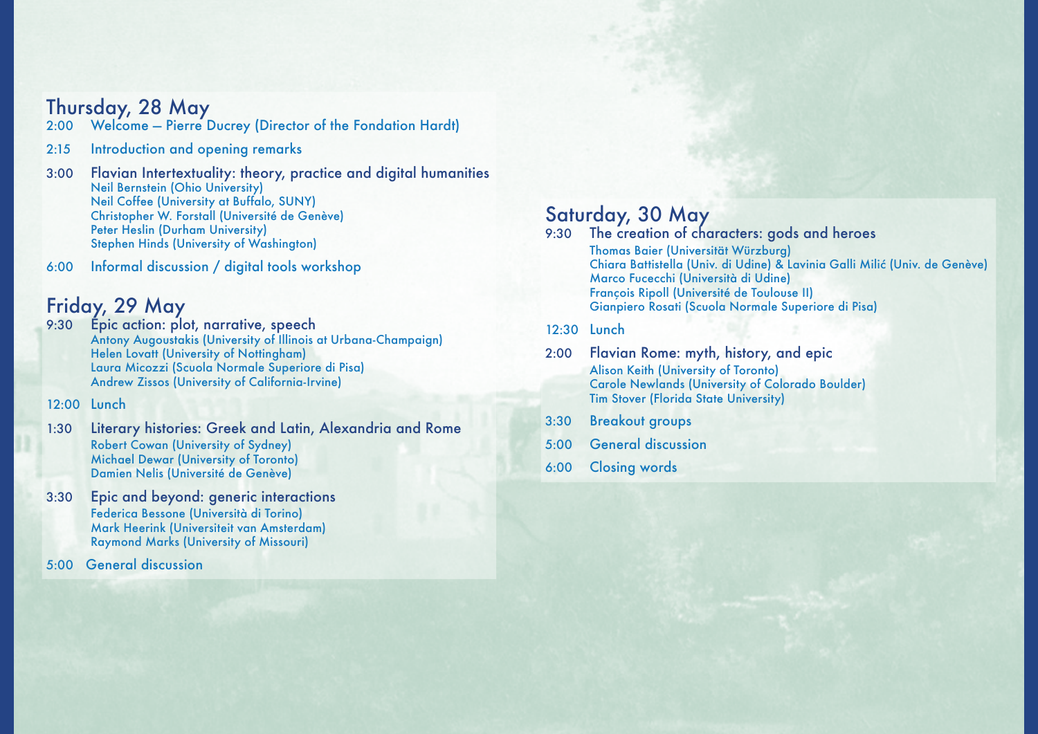## Thursday, 28 May

2:00 Welcome – Pierre Ducrey (Director of the Fondation Hardt)

2:15 Introduction and opening remarks

3:00 Flavian Intertextuality: theory, practice and digital humanities
Neil Bernstein (Ohio University)
Neil Coffee (University at Buffalo, SUNY)
Christopher W. Forstall (Université de Genève)
Peter Heslin (Durham University)
Stephen Hinds (University of Washington)

6:00 Informal discussion / digital tools workshop

## Friday, 29 May

9:30 Epic action: plot, narrative, speech
Antony Augoustakis (University of Illinois at Urbana-Champaign)
Helen Lovatt (University of Nottingham)
Laura Micozzi (Scuola Normale Superiore di Pisa)
Andrew Zissos (University of California-Irvine)

12:00 Lunch

1:30 Literary histories: Greek and Latin, Alexandria and Rome
Robert Cowan (University of Sydney)
Michael Dewar (University of Toronto)
Damien Nelis (Université de Genève)

3:30 Epic and beyond: generic interactions
Federica Bessone (Università di Torino)
Mark Heerink (Universiteit van Amsterdam)
Raymond Marks (University of Missouri)

5:00 General discussion

## Saturday, 30 May

9:30 The creation of characters: gods and heroes
Thomas Baier (Universität Würzburg)
Chiara Battistella (Univ. di Udine) & Lavinia Galli Milić (Univ. de Genève)
Marco Fucecchi (Università di Udine)
François Ripoll (Université de Toulouse II)
Gianpiero Rosati (Scuola Normale Superiore di Pisa)

12:30 Lunch

2:00 Flavian Rome: myth, history, and epic
Alison Keith (University of Toronto)
Carole Newlands (University of Colorado Boulder)
Tim Stover (Florida State University)

3:30 Breakout groups

5:00 General discussion

6:00 Closing words